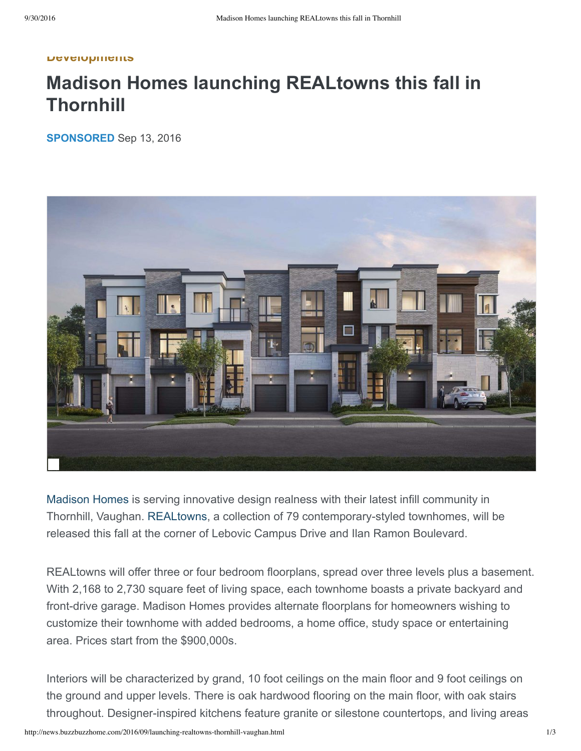Developments

# Madison Homes launching REALtowns this fall in Thornhill

**SPONSORED** Sep 13, 2016

Madison Homes is serving innovative design realness with their latest infill community in Thornhill, Vaughan. REALtowns, a collection of 79 contemporary-styled townhomes, will be released this fall at the corner of Lebovic Campus Drive and Ilan Ramon Boulevard.

REALtowns will offer three or four bedroom floorplans, spread over three levels plus a basement. With 2,168 to 2,730 square feet of living space, each townhome boasts a private backyard and front-drive garage. Madison Homes provides alternate floorplans for homeowners wishing to customize their townhome with added bedrooms, a home office, study space or entertaining area. Prices start from the $900,000s.

Interiors will be characterized by grand, 10 foot ceilings on the main floor and 9 foot ceilings on the ground and upper levels. There is oak hardwood flooring on the main floor, with oak stairs throughout. Designer-inspired kitchens feature granite or silestone countertops, and living areas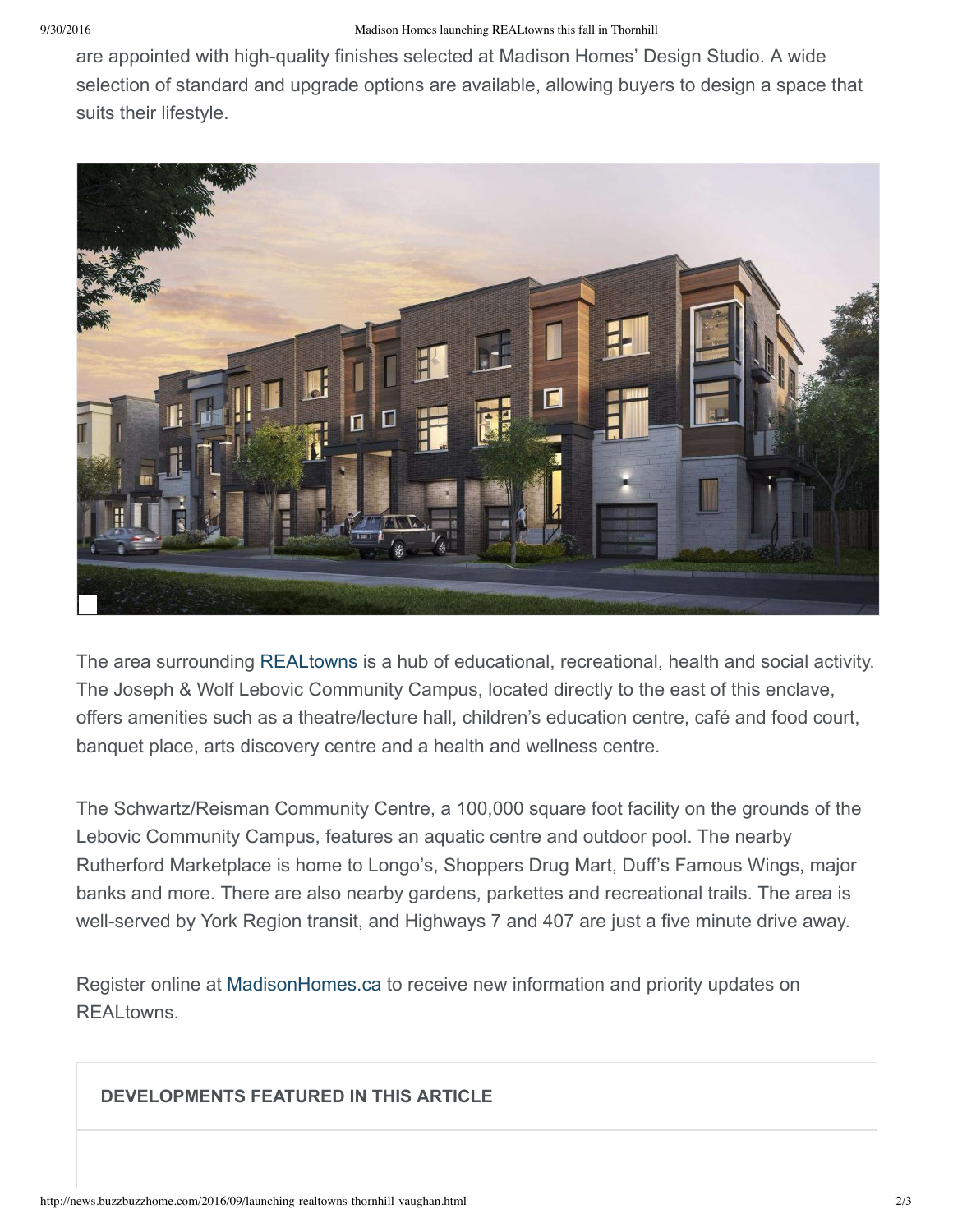are appointed with high-quality finishes selected at Madison Homes' Design Studio. A wide selection of standard and upgrade options are available, allowing buyers to design a space that suits their lifestyle.

The area surrounding REALtowns is a hub of educational, recreational, health and social activity. The Joseph & Wolf Lebovic Community Campus, located directly to the east of this enclave, offers amenities such as a theatre/lecture hall, children's education centre, café and food court, banquet place, arts discovery centre and a health and wellness centre.

The Schwartz/Reisman Community Centre, a 100,000 square foot facility on the grounds of the Lebovic Community Campus, features an aquatic centre and outdoor pool. The nearby Rutherford Marketplace is home to Longo's, Shoppers Drug Mart, Duff's Famous Wings, major banks and more. There are also nearby gardens, parkettes and recreational trails. The area is well-served by York Region transit, and Highways 7 and 407 are just a five minute drive away.

Register online at MadisonHomes.ca to receive new information and priority updates on REALtowns.

**DEVELOPMENTS FEATURED IN THIS ARTICLE**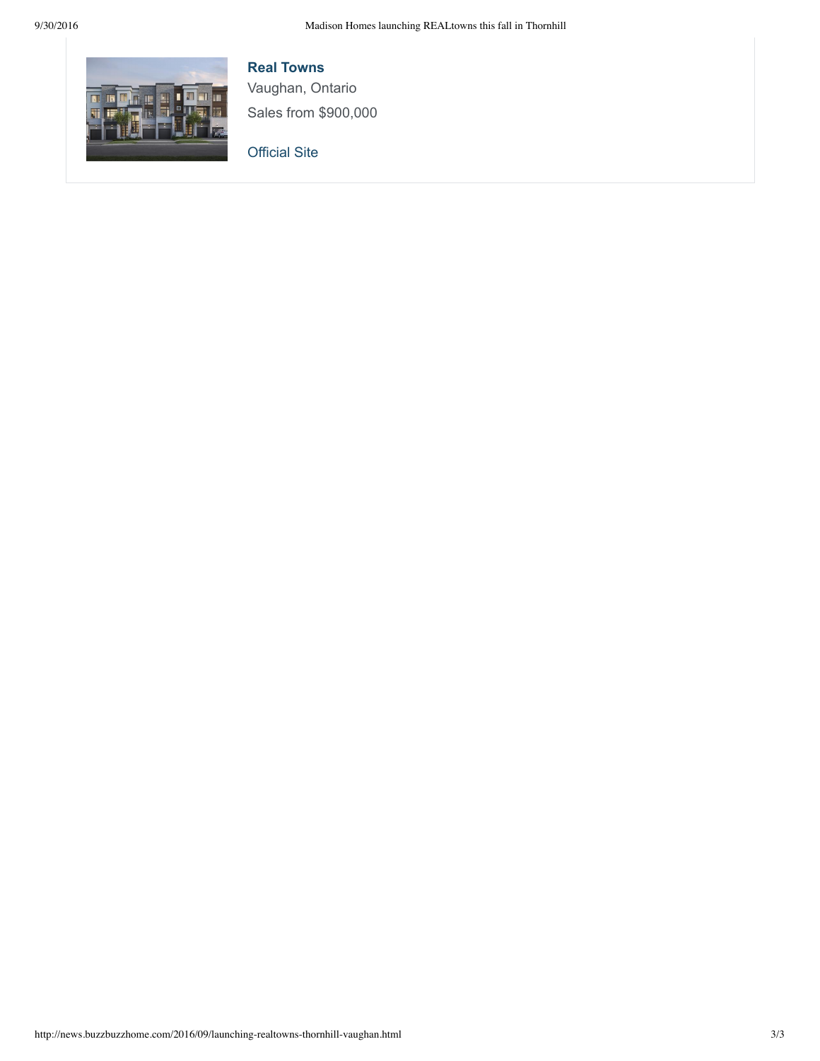**Real Towns**

Vaughan, Ontario

Sales from $900,000

Official Site